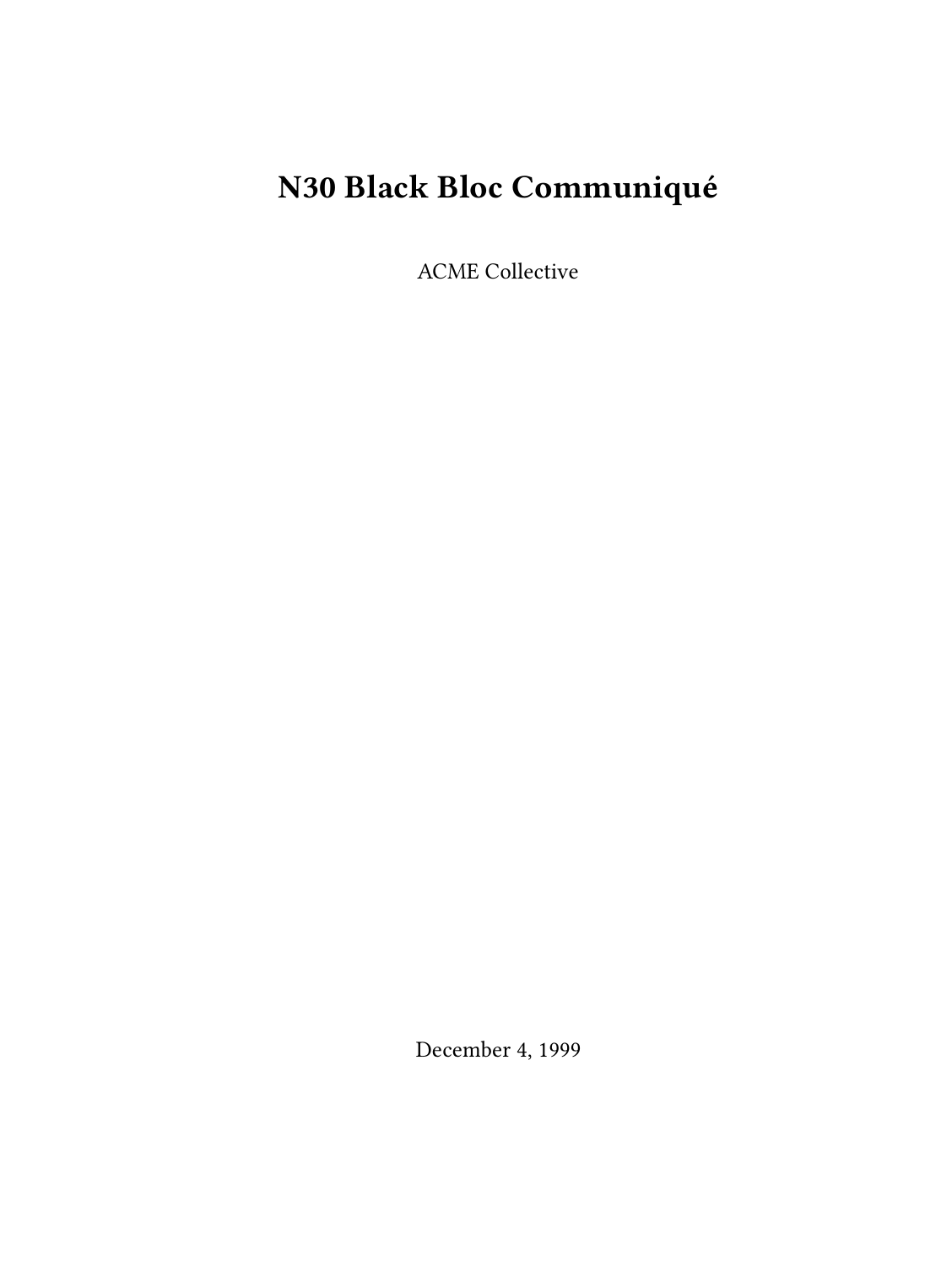# N30 Black Bloc Communiqué

ACME Collective

December 4, 1999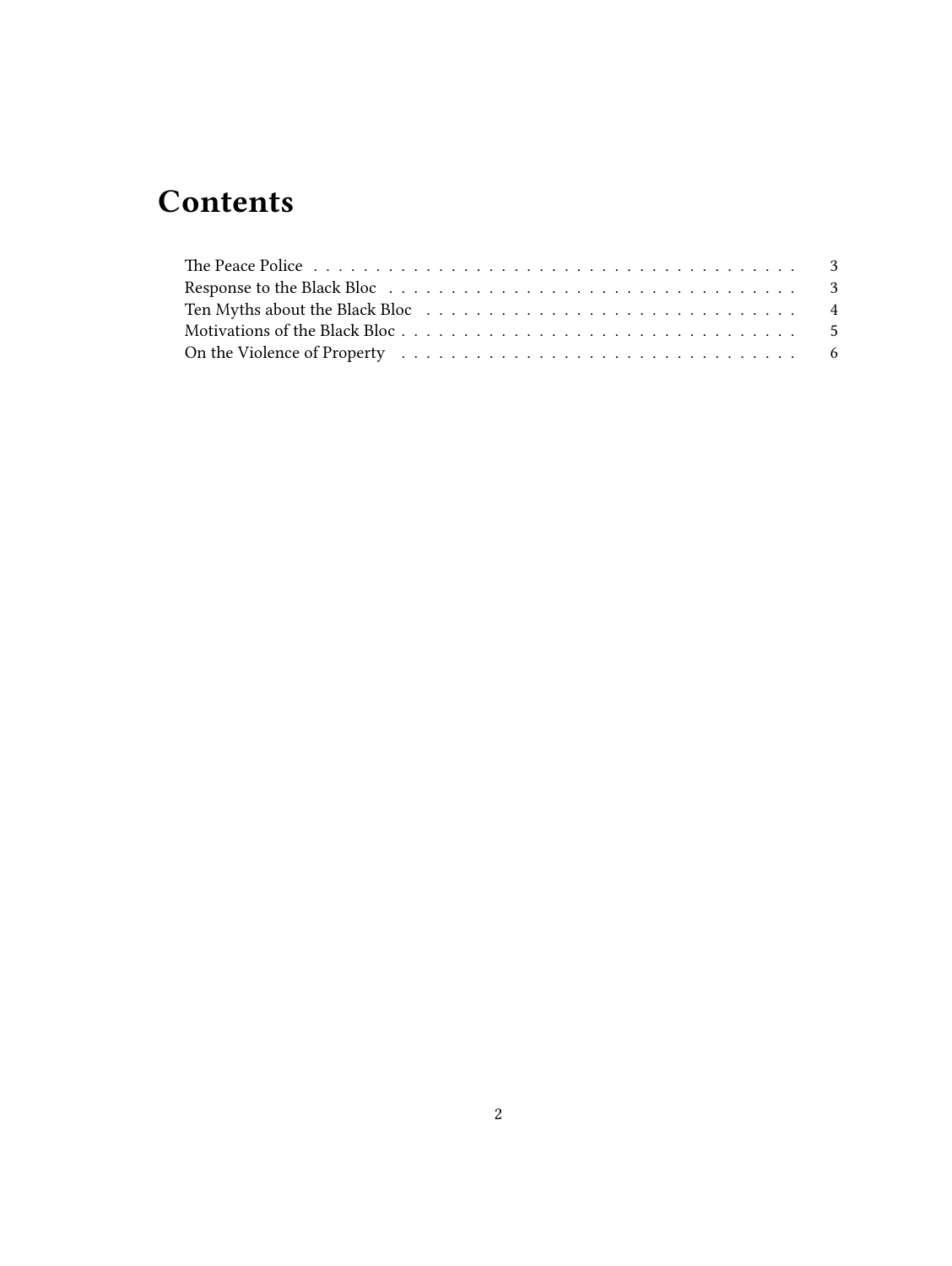# Contents

The Peace Police . . . . . . . . . . . . . . . . . . . . . . . . . . . . . . . . . . . . . . . 3
Response to the Black Bloc . . . . . . . . . . . . . . . . . . . . . . . . . . . . . . . . . 3
Ten Myths about the Black Bloc . . . . . . . . . . . . . . . . . . . . . . . . . . . . . . 4
Motivations of the Black Bloc . . . . . . . . . . . . . . . . . . . . . . . . . . . . . . . . 5
On the Violence of Property . . . . . . . . . . . . . . . . . . . . . . . . . . . . . . . . . 6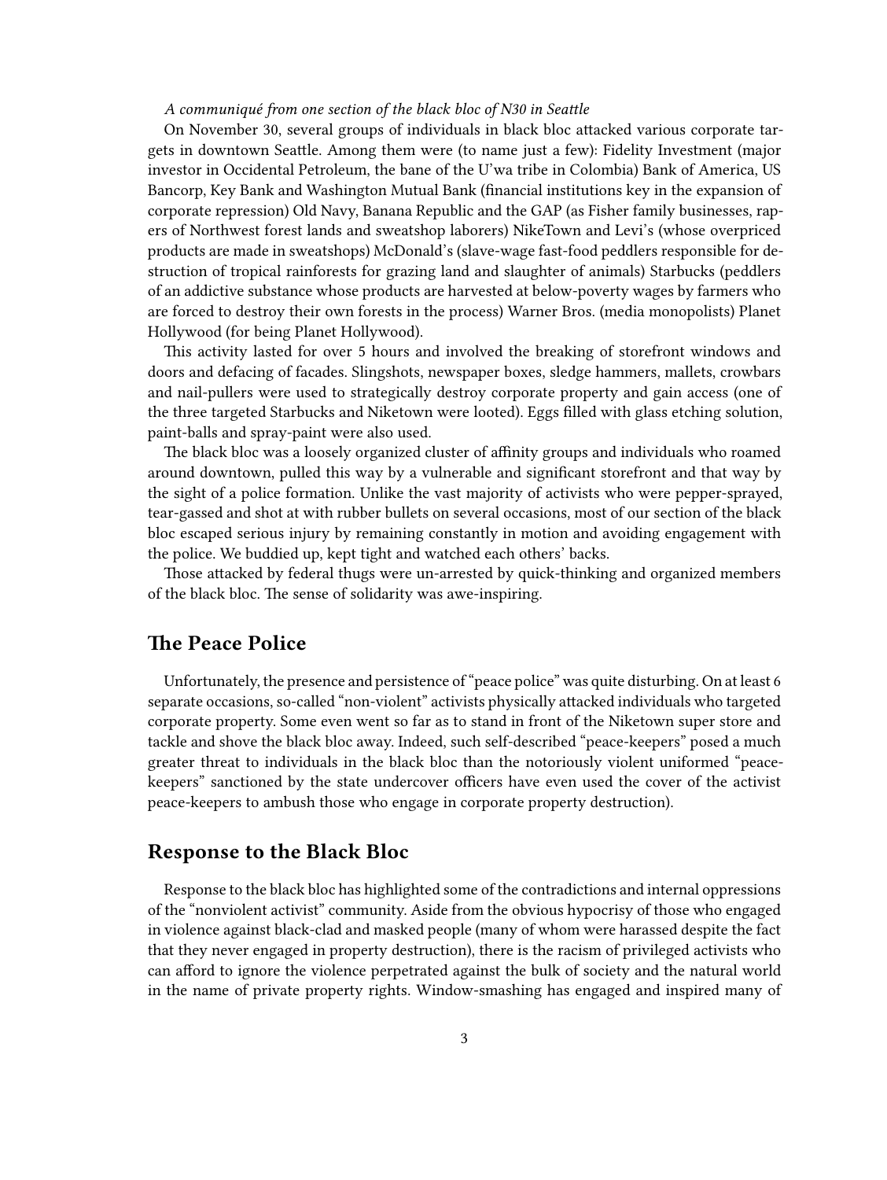*A communiqué from one section of the black bloc of N30 in Seattle*

On November 30, several groups of individuals in black bloc attacked various corporate targets in downtown Seattle. Among them were (to name just a few): Fidelity Investment (major investor in Occidental Petroleum, the bane of the U'wa tribe in Colombia) Bank of America, US Bancorp, Key Bank and Washington Mutual Bank (financial institutions key in the expansion of corporate repression) Old Navy, Banana Republic and the GAP (as Fisher family businesses, rapers of Northwest forest lands and sweatshop laborers) NikeTown and Levi's (whose overpriced products are made in sweatshops) McDonald's (slave-wage fast-food peddlers responsible for destruction of tropical rainforests for grazing land and slaughter of animals) Starbucks (peddlers of an addictive substance whose products are harvested at below-poverty wages by farmers who are forced to destroy their own forests in the process) Warner Bros. (media monopolists) Planet Hollywood (for being Planet Hollywood).

This activity lasted for over 5 hours and involved the breaking of storefront windows and doors and defacing of facades. Slingshots, newspaper boxes, sledge hammers, mallets, crowbars and nail-pullers were used to strategically destroy corporate property and gain access (one of the three targeted Starbucks and Niketown were looted). Eggs filled with glass etching solution, paint-balls and spray-paint were also used.

The black bloc was a loosely organized cluster of affinity groups and individuals who roamed around downtown, pulled this way by a vulnerable and significant storefront and that way by the sight of a police formation. Unlike the vast majority of activists who were pepper-sprayed, tear-gassed and shot at with rubber bullets on several occasions, most of our section of the black bloc escaped serious injury by remaining constantly in motion and avoiding engagement with the police. We buddied up, kept tight and watched each others' backs.

Those attacked by federal thugs were un-arrested by quick-thinking and organized members of the black bloc. The sense of solidarity was awe-inspiring.

## The Peace Police

Unfortunately, the presence and persistence of "peace police" was quite disturbing. On at least 6 separate occasions, so-called "non-violent" activists physically attacked individuals who targeted corporate property. Some even went so far as to stand in front of the Niketown super store and tackle and shove the black bloc away. Indeed, such self-described "peace-keepers" posed a much greater threat to individuals in the black bloc than the notoriously violent uniformed "peace-keepers" sanctioned by the state undercover officers have even used the cover of the activist peace-keepers to ambush those who engage in corporate property destruction).

## Response to the Black Bloc

Response to the black bloc has highlighted some of the contradictions and internal oppressions of the "nonviolent activist" community. Aside from the obvious hypocrisy of those who engaged in violence against black-clad and masked people (many of whom were harassed despite the fact that they never engaged in property destruction), there is the racism of privileged activists who can afford to ignore the violence perpetrated against the bulk of society and the natural world in the name of private property rights. Window-smashing has engaged and inspired many of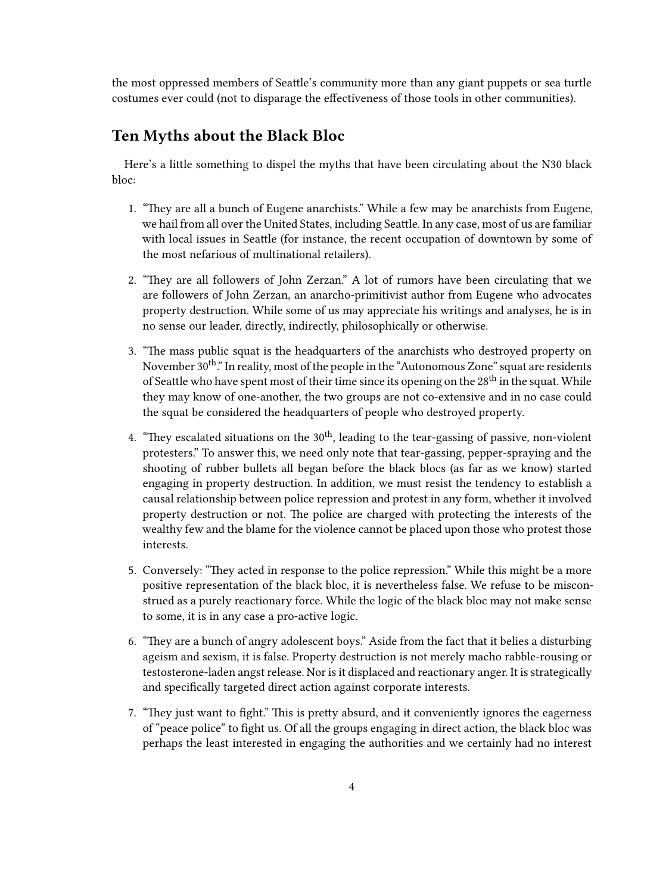the most oppressed members of Seattle's community more than any giant puppets or sea turtle costumes ever could (not to disparage the effectiveness of those tools in other communities).

## Ten Myths about the Black Bloc

Here's a little something to dispel the myths that have been circulating about the N30 black bloc:

1. "They are all a bunch of Eugene anarchists." While a few may be anarchists from Eugene, we hail from all over the United States, including Seattle. In any case, most of us are familiar with local issues in Seattle (for instance, the recent occupation of downtown by some of the most nefarious of multinational retailers).
2. "They are all followers of John Zerzan." A lot of rumors have been circulating that we are followers of John Zerzan, an anarcho-primitivist author from Eugene who advocates property destruction. While some of us may appreciate his writings and analyses, he is in no sense our leader, directly, indirectly, philosophically or otherwise.
3. "The mass public squat is the headquarters of the anarchists who destroyed property on November 30th." In reality, most of the people in the "Autonomous Zone" squat are residents of Seattle who have spent most of their time since its opening on the 28th in the squat. While they may know of one-another, the two groups are not co-extensive and in no case could the squat be considered the headquarters of people who destroyed property.
4. "They escalated situations on the 30th, leading to the tear-gassing of passive, non-violent protesters." To answer this, we need only note that tear-gassing, pepper-spraying and the shooting of rubber bullets all began before the black blocs (as far as we know) started engaging in property destruction. In addition, we must resist the tendency to establish a causal relationship between police repression and protest in any form, whether it involved property destruction or not. The police are charged with protecting the interests of the wealthy few and the blame for the violence cannot be placed upon those who protest those interests.
5. Conversely: "They acted in response to the police repression." While this might be a more positive representation of the black bloc, it is nevertheless false. We refuse to be misconstrued as a purely reactionary force. While the logic of the black bloc may not make sense to some, it is in any case a pro-active logic.
6. "They are a bunch of angry adolescent boys." Aside from the fact that it belies a disturbing ageism and sexism, it is false. Property destruction is not merely macho rabble-rousing or testosterone-laden angst release. Nor is it displaced and reactionary anger. It is strategically and specifically targeted direct action against corporate interests.
7. "They just want to fight." This is pretty absurd, and it conveniently ignores the eagerness of "peace police" to fight us. Of all the groups engaging in direct action, the black bloc was perhaps the least interested in engaging the authorities and we certainly had no interest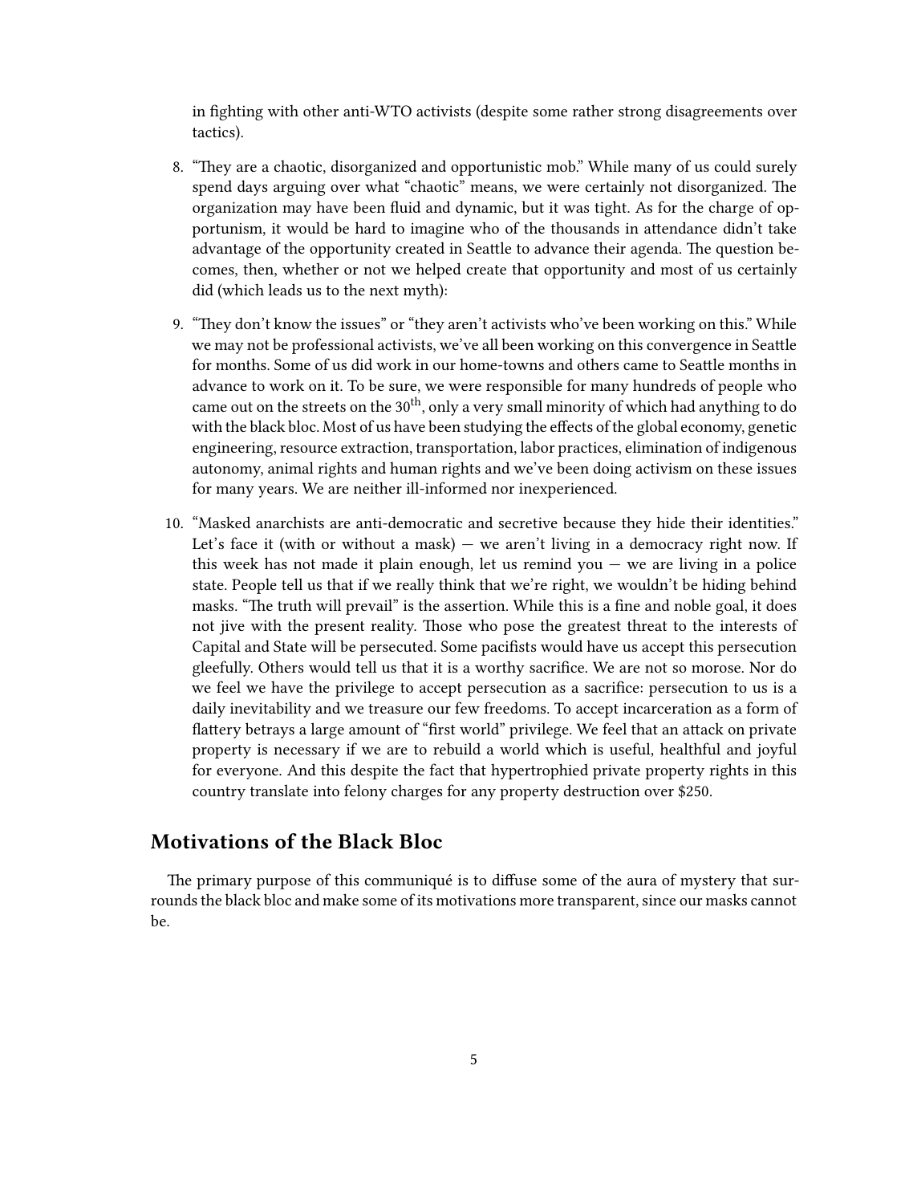in fighting with other anti-WTO activists (despite some rather strong disagreements over tactics).

8. "They are a chaotic, disorganized and opportunistic mob." While many of us could surely spend days arguing over what "chaotic" means, we were certainly not disorganized. The organization may have been fluid and dynamic, but it was tight. As for the charge of opportunism, it would be hard to imagine who of the thousands in attendance didn't take advantage of the opportunity created in Seattle to advance their agenda. The question becomes, then, whether or not we helped create that opportunity and most of us certainly did (which leads us to the next myth):

9. "They don't know the issues" or "they aren't activists who've been working on this." While we may not be professional activists, we've all been working on this convergence in Seattle for months. Some of us did work in our home-towns and others came to Seattle months in advance to work on it. To be sure, we were responsible for many hundreds of people who came out on the streets on the 30th, only a very small minority of which had anything to do with the black bloc. Most of us have been studying the effects of the global economy, genetic engineering, resource extraction, transportation, labor practices, elimination of indigenous autonomy, animal rights and human rights and we've been doing activism on these issues for many years. We are neither ill-informed nor inexperienced.

10. "Masked anarchists are anti-democratic and secretive because they hide their identities." Let's face it (with or without a mask) — we aren't living in a democracy right now. If this week has not made it plain enough, let us remind you — we are living in a police state. People tell us that if we really think that we're right, we wouldn't be hiding behind masks. "The truth will prevail" is the assertion. While this is a fine and noble goal, it does not jive with the present reality. Those who pose the greatest threat to the interests of Capital and State will be persecuted. Some pacifists would have us accept this persecution gleefully. Others would tell us that it is a worthy sacrifice. We are not so morose. Nor do we feel we have the privilege to accept persecution as a sacrifice: persecution to us is a daily inevitability and we treasure our few freedoms. To accept incarceration as a form of flattery betrays a large amount of "first world" privilege. We feel that an attack on private property is necessary if we are to rebuild a world which is useful, healthful and joyful for everyone. And this despite the fact that hypertrophied private property rights in this country translate into felony charges for any property destruction over $250.

## Motivations of the Black Bloc

The primary purpose of this communiqué is to diffuse some of the aura of mystery that surrounds the black bloc and make some of its motivations more transparent, since our masks cannot be.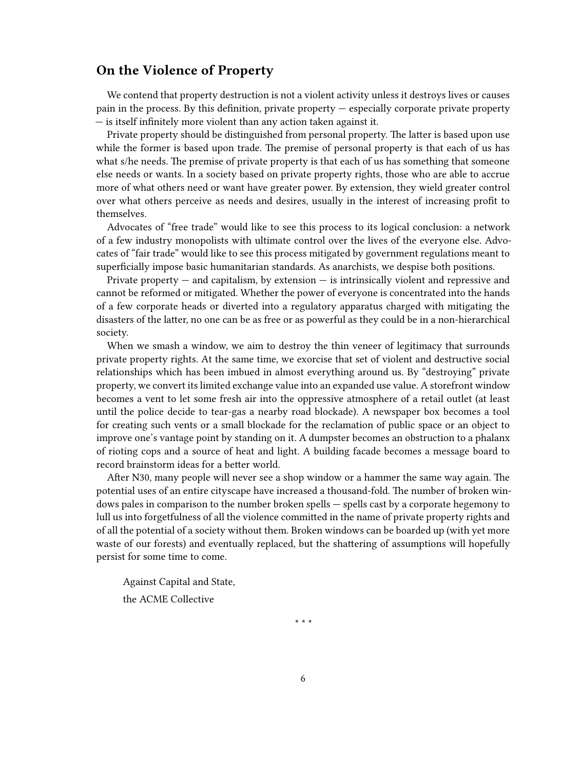## On the Violence of Property

We contend that property destruction is not a violent activity unless it destroys lives or causes pain in the process. By this definition, private property — especially corporate private property — is itself infinitely more violent than any action taken against it.

Private property should be distinguished from personal property. The latter is based upon use while the former is based upon trade. The premise of personal property is that each of us has what s/he needs. The premise of private property is that each of us has something that someone else needs or wants. In a society based on private property rights, those who are able to accrue more of what others need or want have greater power. By extension, they wield greater control over what others perceive as needs and desires, usually in the interest of increasing profit to themselves.

Advocates of "free trade" would like to see this process to its logical conclusion: a network of a few industry monopolists with ultimate control over the lives of the everyone else. Advocates of "fair trade" would like to see this process mitigated by government regulations meant to superficially impose basic humanitarian standards. As anarchists, we despise both positions.

Private property — and capitalism, by extension — is intrinsically violent and repressive and cannot be reformed or mitigated. Whether the power of everyone is concentrated into the hands of a few corporate heads or diverted into a regulatory apparatus charged with mitigating the disasters of the latter, no one can be as free or as powerful as they could be in a non-hierarchical society.

When we smash a window, we aim to destroy the thin veneer of legitimacy that surrounds private property rights. At the same time, we exorcise that set of violent and destructive social relationships which has been imbued in almost everything around us. By "destroying" private property, we convert its limited exchange value into an expanded use value. A storefront window becomes a vent to let some fresh air into the oppressive atmosphere of a retail outlet (at least until the police decide to tear-gas a nearby road blockade). A newspaper box becomes a tool for creating such vents or a small blockade for the reclamation of public space or an object to improve one's vantage point by standing on it. A dumpster becomes an obstruction to a phalanx of rioting cops and a source of heat and light. A building facade becomes a message board to record brainstorm ideas for a better world.

After N30, many people will never see a shop window or a hammer the same way again. The potential uses of an entire cityscape have increased a thousand-fold. The number of broken windows pales in comparison to the number broken spells — spells cast by a corporate hegemony to lull us into forgetfulness of all the violence committed in the name of private property rights and of all the potential of a society without them. Broken windows can be boarded up (with yet more waste of our forests) and eventually replaced, but the shattering of assumptions will hopefully persist for some time to come.

Against Capital and State,

the ACME Collective

* * *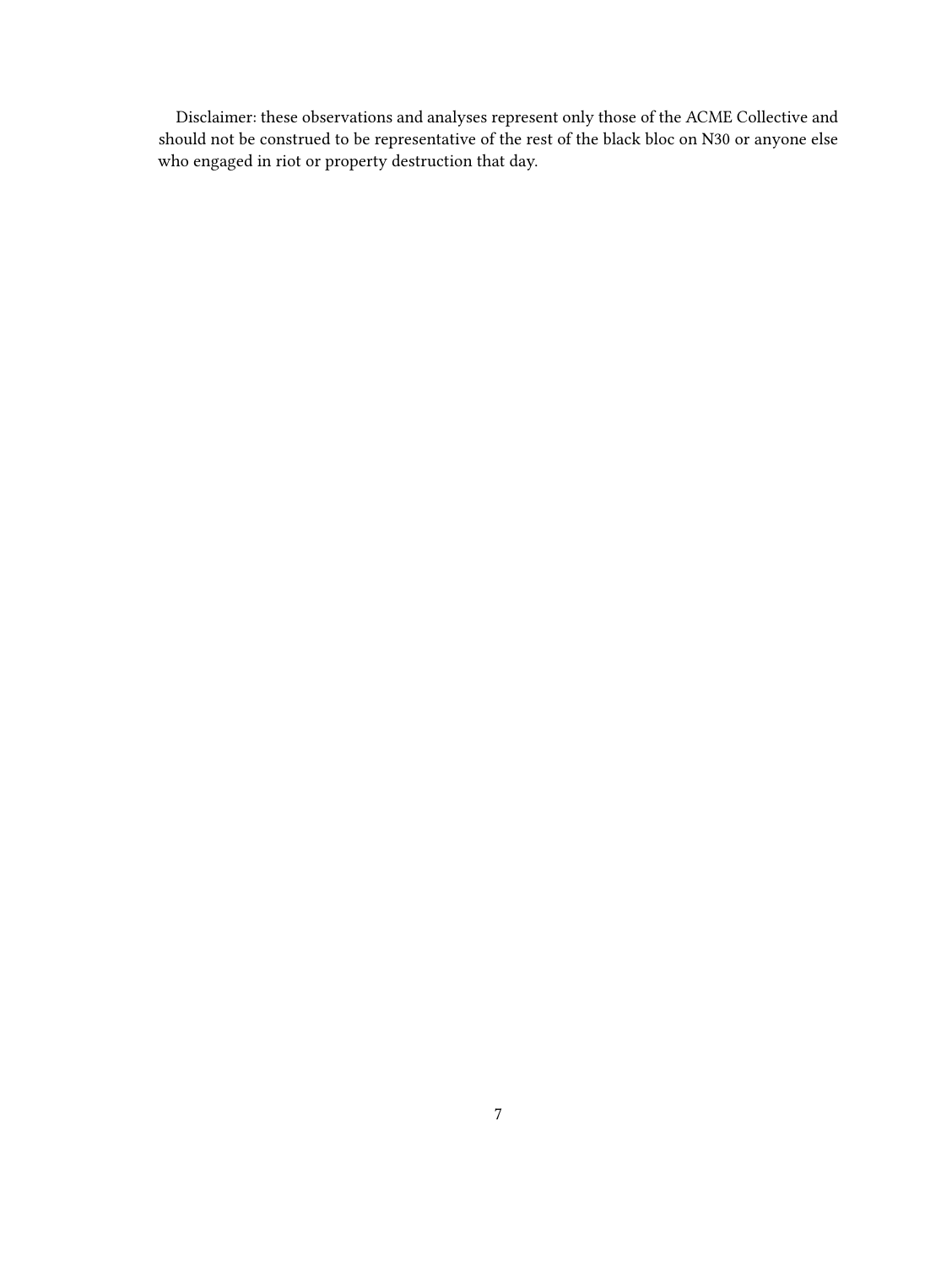Disclaimer: these observations and analyses represent only those of the ACME Collective and should not be construed to be representative of the rest of the black bloc on N30 or anyone else who engaged in riot or property destruction that day.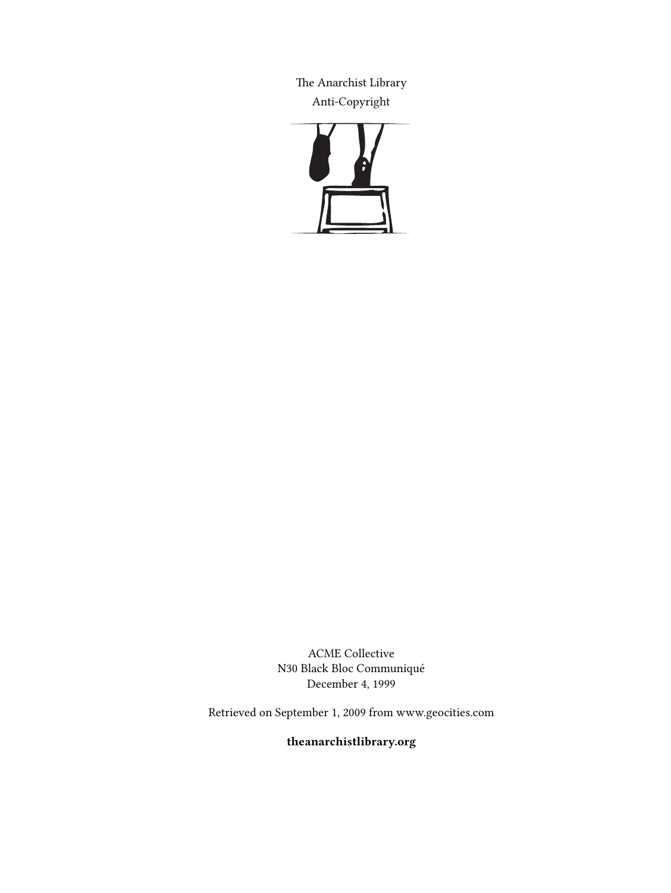The Anarchist Library
Anti-Copyright

ACME Collective
N30 Black Bloc Communiqué
December 4, 1999

Retrieved on September 1, 2009 from www.geocities.com

**theanarchistlibrary.org**